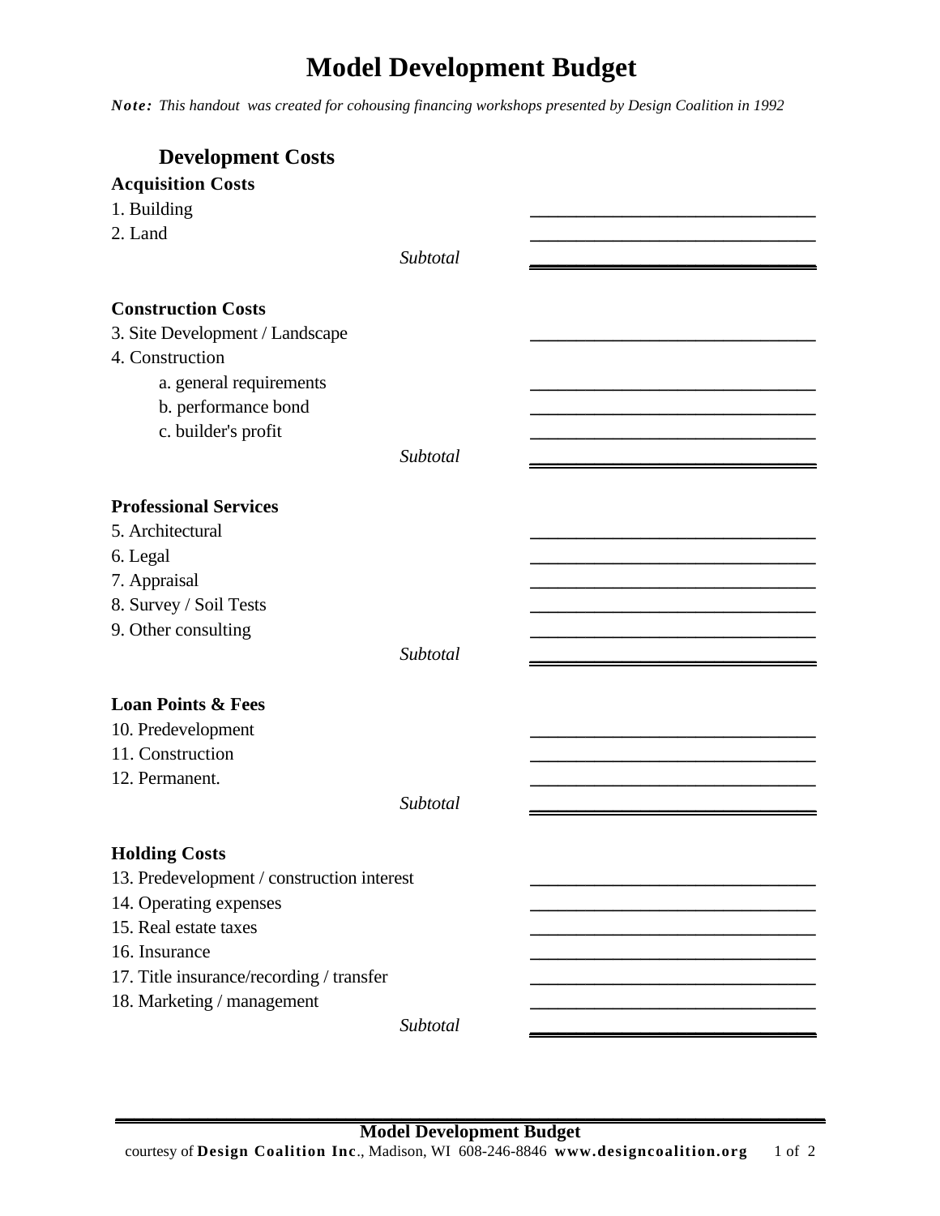# Model Development Budget

***Note:*** *This handout was created for cohousing financing workshops presented by Design Coalition in 1992*

## Development Costs

**Acquisition Costs**

| | |
|---|---|
| 1. Building | ______________________________ |
| 2. Land | ______________________________ |
| *Subtotal* | ______________________________ |

**Construction Costs**

| | |
|---|---|
| 3. Site Development / Landscape | ______________________________ |
| 4. Construction | |
| a. general requirements | ______________________________ |
| b. performance bond | ______________________________ |
| c. builder's profit | ______________________________ |
| *Subtotal* | ______________________________ |

**Professional Services**

| | |
|---|---|
| 5. Architectural | ______________________________ |
| 6. Legal | ______________________________ |
| 7. Appraisal | ______________________________ |
| 8. Survey / Soil Tests | ______________________________ |
| 9. Other consulting | ______________________________ |
| *Subtotal* | ______________________________ |

**Loan Points & Fees**

| | |
|---|---|
| 10. Predevelopment | ______________________________ |
| 11. Construction | ______________________________ |
| 12. Permanent. | ______________________________ |
| *Subtotal* | ______________________________ |

**Holding Costs**

| | |
|---|---|
| 13. Predevelopment / construction interest | ______________________________ |
| 14. Operating expenses | ______________________________ |
| 15. Real estate taxes | ______________________________ |
| 16. Insurance | ______________________________ |
| 17. Title insurance/recording / transfer | ______________________________ |
| 18. Marketing / management | ______________________________ |
| *Subtotal* | ______________________________ |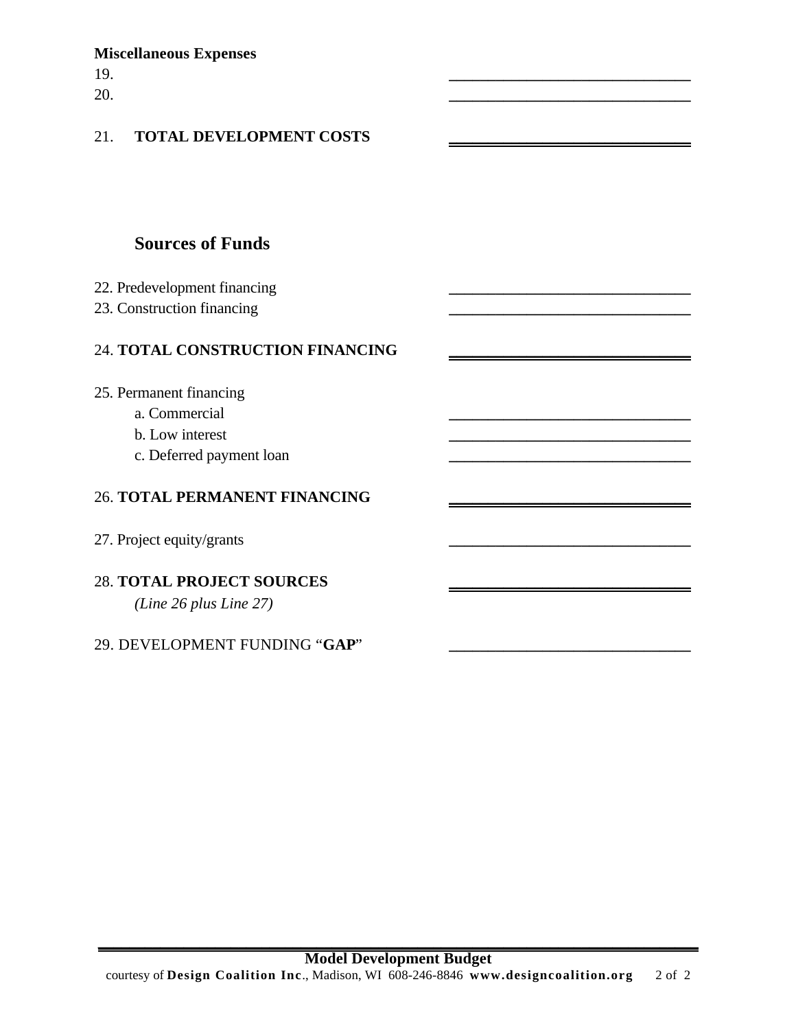**Miscellaneous Expenses**

19. \_\_\_\_\_\_\_\_\_\_\_\_\_\_\_\_\_\_\_\_\_\_\_\_\_\_\_\_\_\_

20. \_\_\_\_\_\_\_\_\_\_\_\_\_\_\_\_\_\_\_\_\_\_\_\_\_\_\_\_\_\_

21. **TOTAL DEVELOPMENT COSTS** \_\_\_\_\_\_\_\_\_\_\_\_\_\_\_\_\_\_\_\_\_\_\_\_\_\_\_\_\_\_

## Sources of Funds

22. Predevelopment financing \_\_\_\_\_\_\_\_\_\_\_\_\_\_\_\_\_\_\_\_\_\_\_\_\_\_\_\_\_\_

23. Construction financing \_\_\_\_\_\_\_\_\_\_\_\_\_\_\_\_\_\_\_\_\_\_\_\_\_\_\_\_\_\_

24. **TOTAL CONSTRUCTION FINANCING** \_\_\_\_\_\_\_\_\_\_\_\_\_\_\_\_\_\_\_\_\_\_\_\_\_\_\_\_\_\_

25. Permanent financing
    - a. Commercial \_\_\_\_\_\_\_\_\_\_\_\_\_\_\_\_\_\_\_\_\_\_\_\_\_\_\_\_\_\_
    - b. Low interest \_\_\_\_\_\_\_\_\_\_\_\_\_\_\_\_\_\_\_\_\_\_\_\_\_\_\_\_\_\_
    - c. Deferred payment loan \_\_\_\_\_\_\_\_\_\_\_\_\_\_\_\_\_\_\_\_\_\_\_\_\_\_\_\_\_\_

26. **TOTAL PERMANENT FINANCING** \_\_\_\_\_\_\_\_\_\_\_\_\_\_\_\_\_\_\_\_\_\_\_\_\_\_\_\_\_\_

27. Project equity/grants \_\_\_\_\_\_\_\_\_\_\_\_\_\_\_\_\_\_\_\_\_\_\_\_\_\_\_\_\_\_

28. **TOTAL PROJECT SOURCES** \_\_\_\_\_\_\_\_\_\_\_\_\_\_\_\_\_\_\_\_\_\_\_\_\_\_\_\_\_\_
    *(Line 26 plus Line 27)*

29. DEVELOPMENT FUNDING "**GAP**" \_\_\_\_\_\_\_\_\_\_\_\_\_\_\_\_\_\_\_\_\_\_\_\_\_\_\_\_\_\_

**Model Development Budget**
courtesy of **Design Coalition Inc**., Madison, WI 608-246-8846 **www.designcoalition.org**